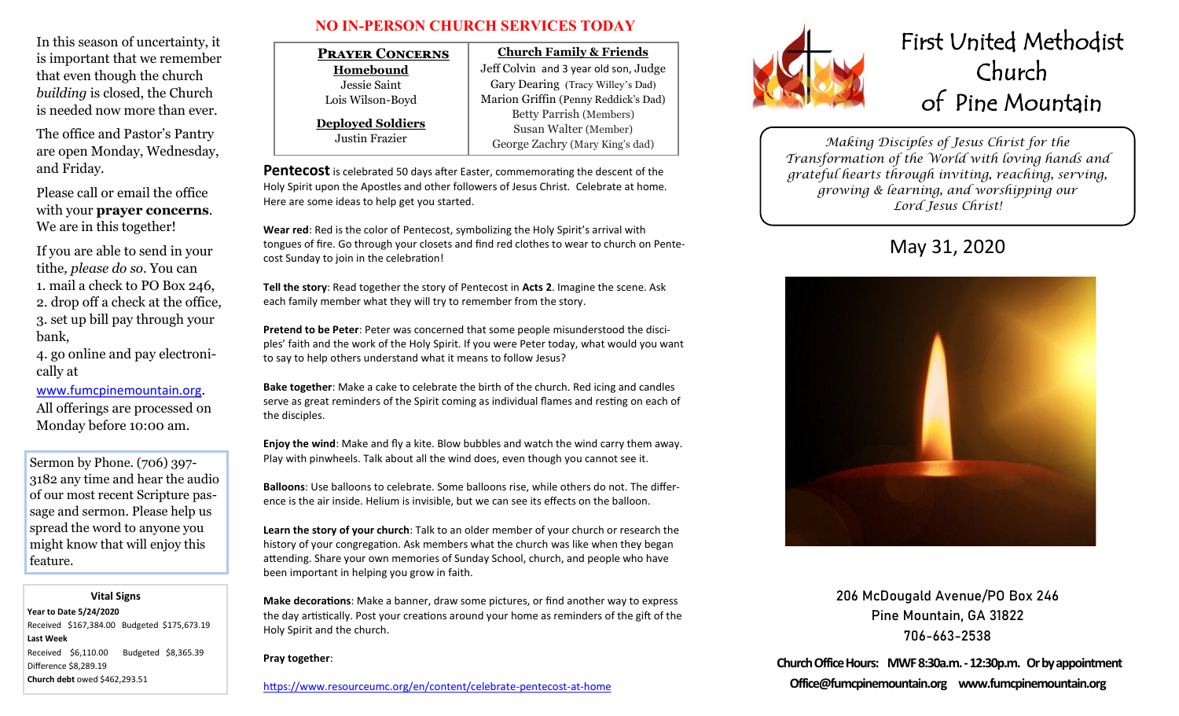In this season of uncertainty, it is important that we remember that even though the church *building* is closed, the Church is needed now more than ever.

The office and Pastor's Pantry are open Monday, Wednesday, and Friday.

Please call or email the office with your **prayer concerns**. We are in this together!

If you are able to send in your tithe, *please do so*. You can
1. mail a check to PO Box 246,
2. drop off a check at the office,
3. set up bill pay through your bank,
4. go online and pay electronically at

www.fumcpinemountain.org.
All offerings are processed on Monday before 10:00 am.

Sermon by Phone. (706) 397-3182 any time and hear the audio of our most recent Scripture passage and sermon. Please help us spread the word to anyone you might know that will enjoy this feature.

**Vital Signs**

**Year to Date 5/24/2020**
Received $167,384.00 Budgeted $175,673.19

**Last Week**
Received $6,110.00 Budgeted $8,365.39
Difference $8,289.19

**Church debt** owed $462,293.51

## NO IN-PERSON CHURCH SERVICES TODAY

| **Prayer Concerns** | **Church Family & Friends** |
|---|---|
| **Homebound** | Jeff Colvin and 3 year old son, Judge |
| Jessie Saint | Gary Dearing (Tracy Willey's Dad) |
| Lois Wilson-Boyd | Marion Griffin (Penny Reddick's Dad) |
| **Deployed Soldiers** | Betty Parrish (Members) |
| Justin Frazier | Susan Walter (Member) |
| | George Zachry (Mary King's dad) |

**Pentecost** is celebrated 50 days after Easter, commemorating the descent of the Holy Spirit upon the Apostles and other followers of Jesus Christ. Celebrate at home. Here are some ideas to help get you started.

**Wear red**: Red is the color of Pentecost, symbolizing the Holy Spirit's arrival with tongues of fire. Go through your closets and find red clothes to wear to church on Pentecost Sunday to join in the celebration!

**Tell the story**: Read together the story of Pentecost in **Acts 2**. Imagine the scene. Ask each family member what they will try to remember from the story.

**Pretend to be Peter**: Peter was concerned that some people misunderstood the disciples' faith and the work of the Holy Spirit. If you were Peter today, what would you want to say to help others understand what it means to follow Jesus?

**Bake together**: Make a cake to celebrate the birth of the church. Red icing and candles serve as great reminders of the Spirit coming as individual flames and resting on each of the disciples.

**Enjoy the wind**: Make and fly a kite. Blow bubbles and watch the wind carry them away. Play with pinwheels. Talk about all the wind does, even though you cannot see it.

**Balloons**: Use balloons to celebrate. Some balloons rise, while others do not. The difference is the air inside. Helium is invisible, but we can see its effects on the balloon.

**Learn the story of your church**: Talk to an older member of your church or research the history of your congregation. Ask members what the church was like when they began attending. Share your own memories of Sunday School, church, and people who have been important in helping you grow in faith.

**Make decorations**: Make a banner, draw some pictures, or find another way to express the day artistically. Post your creations around your home as reminders of the gift of the Holy Spirit and the church.

**Pray together**:

https://www.resourceumc.org/en/content/celebrate-pentecost-at-home

# First United Methodist Church of Pine Mountain

*Making Disciples of Jesus Christ for the Transformation of the World with loving hands and grateful hearts through inviting, reaching, serving, growing & learning, and worshipping our Lord Jesus Christ!*

## May 31, 2020

206 McDougald Avenue/PO Box 246
Pine Mountain, GA 31822
706-663-2538

**Church Office Hours: MWF 8:30a.m. - 12:30p.m. Or by appointment**
**Office@fumcpinemountain.org www.fumcpinemountain.org**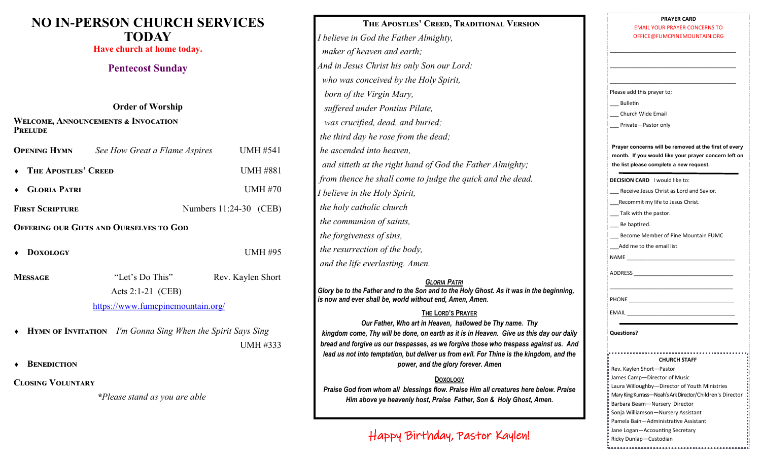# NO IN-PERSON CHURCH SERVICES TODAY

**Have church at home today.**

## Pentecost Sunday

### Order of Worship

**Welcome, Announcements & Invocation**

**Prelude**

**Opening Hymn** *See How Great a Flame Aspires* UMH #541

- **The Apostles' Creed** UMH #881
- **Gloria Patri** UMH #70

**First Scripture** Numbers 11:24-30 (CEB)

**Offering our Gifts and Ourselves to God**

- **Doxology** UMH #95

**Message** "Let's Do This" Rev. Kaylen Short

Acts 2:1-21 (CEB)

https://www.fumcpinemountain.org/

- **Hymn of Invitation** *I'm Gonna Sing When the Spirit Says Sing* UMH #333
- **Benediction**

**Closing Voluntary**

*\*Please stand as you are able*

### The Apostles' Creed, Traditional Version

*I believe in God the Father Almighty,*
*maker of heaven and earth;*
*And in Jesus Christ his only Son our Lord:*
*who was conceived by the Holy Spirit,*
*born of the Virgin Mary,*
*suffered under Pontius Pilate,*
*was crucified, dead, and buried;*
*the third day he rose from the dead;*
*he ascended into heaven,*
*and sitteth at the right hand of God the Father Almighty;*
*from thence he shall come to judge the quick and the dead.*
*I believe in the Holy Spirit,*
*the holy catholic church*
*the communion of saints,*
*the forgiveness of sins,*
*the resurrection of the body,*
*and the life everlasting. Amen.*

**Gloria Patri**

*Glory be to the Father and to the Son and to the Holy Ghost. As it was in the beginning, is now and ever shall be, world without end, Amen, Amen.*

**The Lord's Prayer**

*Our Father, Who art in Heaven, hallowed be Thy name. Thy kingdom come, Thy will be done, on earth as it is in Heaven. Give us this day our daily bread and forgive us our trespasses, as we forgive those who trespass against us. And lead us not into temptation, but deliver us from evil. For Thine is the kingdom, and the power, and the glory forever. Amen*

**Doxology**

*Praise God from whom all blessings flow. Praise Him all creatures here below. Praise Him above ye heavenly host, Praise Father, Son & Holy Ghost, Amen.*

Happy Birthday, Pastor Kaylen!

**PRAYER CARD**

EMAIL YOUR PRAYER CONCERNS TO OFFICE@FUMCPINEMOUNTAIN.ORG

____________________________________

____________________________________

____________________________________

Please add this prayer to:

___ Bulletin

___ Church Wide Email

___ Private—Pastor only

**Prayer concerns will be removed at the first of every month. If you would like your prayer concern left on the list please complete a new request.**

**DECISION CARD** I would like to:

___ Receive Jesus Christ as Lord and Savior.

___Recommit my life to Jesus Christ.

___ Talk with the pastor.

___ Be baptized.

___ Become Member of Pine Mountain FUMC

___Add me to the email list

NAME ________________________________

ADDRESS _____________________________

____________________________________

PHONE _______________________________

EMAIL ________________________________

**Questions?**

**CHURCH STAFF**

Rev. Kaylen Short—Pastor
James Camp—Director of Music
Laura Willoughby—Director of Youth Ministries
Mary King Kurrass—Noah's Ark Director/Children's Director
Barbara Beam—Nursery Director
Sonja Williamson—Nursery Assistant
Pamela Bain—Administrative Assistant
Jane Logan—Accounting Secretary
Ricky Dunlap—Custodian